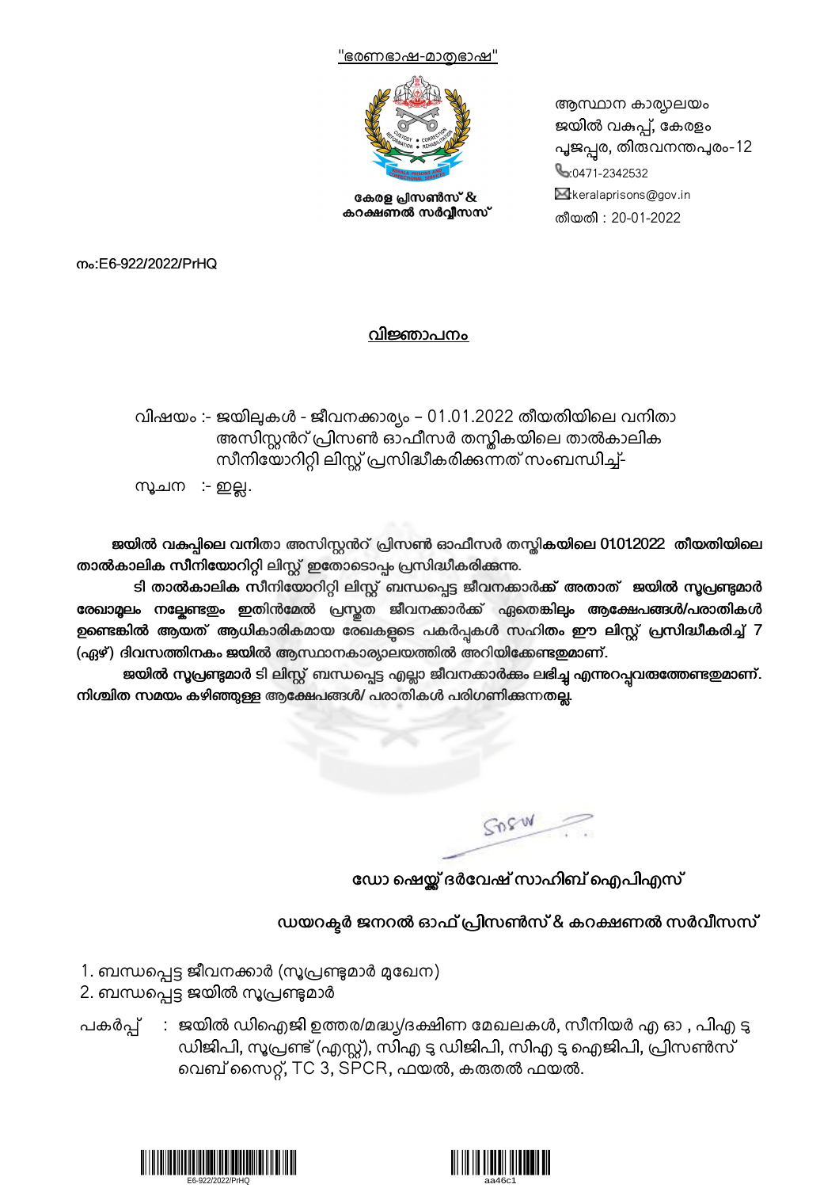"ഭരണഭാഷ-മാതൃഭാഷ"

**കേരള പ്രിസൺസ് & കറക്ഷണൽ സർവ്വീസസ്**

ആസ്ഥാന കാര്യാലയം
ജയിൽ വകുപ്പ്, കേരളം
പൂജപ്പുര, തിരുവനന്തപുരം-12
:0471-2342532
:keralaprisons@gov.in
തീയതി : 20-01-2022

നം:E6-922/2022/PrHQ

## വിജ്ഞാപനം

വിഷയം :- ജയിലുകൾ - ജീവനക്കാര്യം – 01.01.2022 തീയതിയിലെ വനിതാ അസിസ്റ്റൻറ് പ്രിസൺ ഓഫീസർ തസ്തികയിലെ താൽകാലിക സീനിയോറിറ്റി ലിസ്റ്റ് പ്രസിദ്ധീകരിക്കുന്നത് സംബന്ധിച്ച്-

സൂചന :- ഇല്ല.

**ജയിൽ വകുപ്പിലെ വനിതാ അസിസ്റ്റൻറ് പ്രിസൺ ഓഫീസർ തസ്തികയിലെ 01.01.2022 തീയതിയിലെ താൽകാലിക സീനിയോറിറ്റി ലിസ്റ്റ് ഇതോടൊപ്പം പ്രസിദ്ധീകരിക്കുന്നു.**

**ടി താൽകാലിക സീനിയോറിറ്റി ലിസ്റ്റ് ബന്ധപ്പെട്ട ജീവനക്കാർക്ക് അതാത് ജയിൽ സൂപ്രണ്ടുമാർ രേഖാമൂലം നല്കേണ്ടതും ഇതിൻമേൽ പ്രസ്തുത ജീവനക്കാർക്ക് ഏതെങ്കിലും ആക്ഷേപങ്ങൾ/പരാതികൾ ഉണ്ടെങ്കിൽ ആയത് ആധികാരികമായ രേഖകളുടെ പകർപ്പുകൾ സഹിതം ഈ ലിസ്റ്റ് പ്രസിദ്ധീകരിച്ച് 7 (ഏഴ്) ദിവസത്തിനകം ജയിൽ ആസ്ഥാനകാര്യാലയത്തിൽ അറിയിക്കേണ്ടതുമാണ്.**

**ജയിൽ സൂപ്രണ്ടുമാർ ടി ലിസ്റ്റ് ബന്ധപ്പെട്ട എല്ലാ ജീവനക്കാർക്കും ലഭിച്ചു എന്നുറപ്പുവരുത്തേണ്ടതുമാണ്. നിശ്ചിത സമയം കഴിഞ്ഞുള്ള ആക്ഷേപങ്ങൾ/ പരാതികൾ പരിഗണിക്കുന്നതല്ല.**

**ഡോ ഷെയ്ക്ക് ദർവേഷ് സാഹിബ് ഐപിഎസ്**

**ഡയറക്ടർ ജനറൽ ഓഫ് പ്രിസൺസ് & കറക്ഷണൽ സർവീസസ്**

1. ബന്ധപ്പെട്ട ജീവനക്കാർ (സൂപ്രണ്ടുമാർ മുഖേന)
2. ബന്ധപ്പെട്ട ജയിൽ സൂപ്രണ്ടുമാർ

പകർപ്പ് : ജയിൽ ഡിഐജി ഉത്തര/മദ്ധ്യ/ദക്ഷിണ മേഖലകൾ, സീനിയർ എ ഓ , പിഎ ടു ഡിജിപി, സൂപ്രണ്ട് (എസ്റ്റ്), സിഎ ടു ഡിജിപി, സിഎ ടു ഐജിപി, പ്രിസൺസ് വെബ് സൈറ്റ്, TC 3, SPCR, ഫയൽ, കരുതൽ ഫയൽ.

E6-922/2022/PrHQ

aa46c1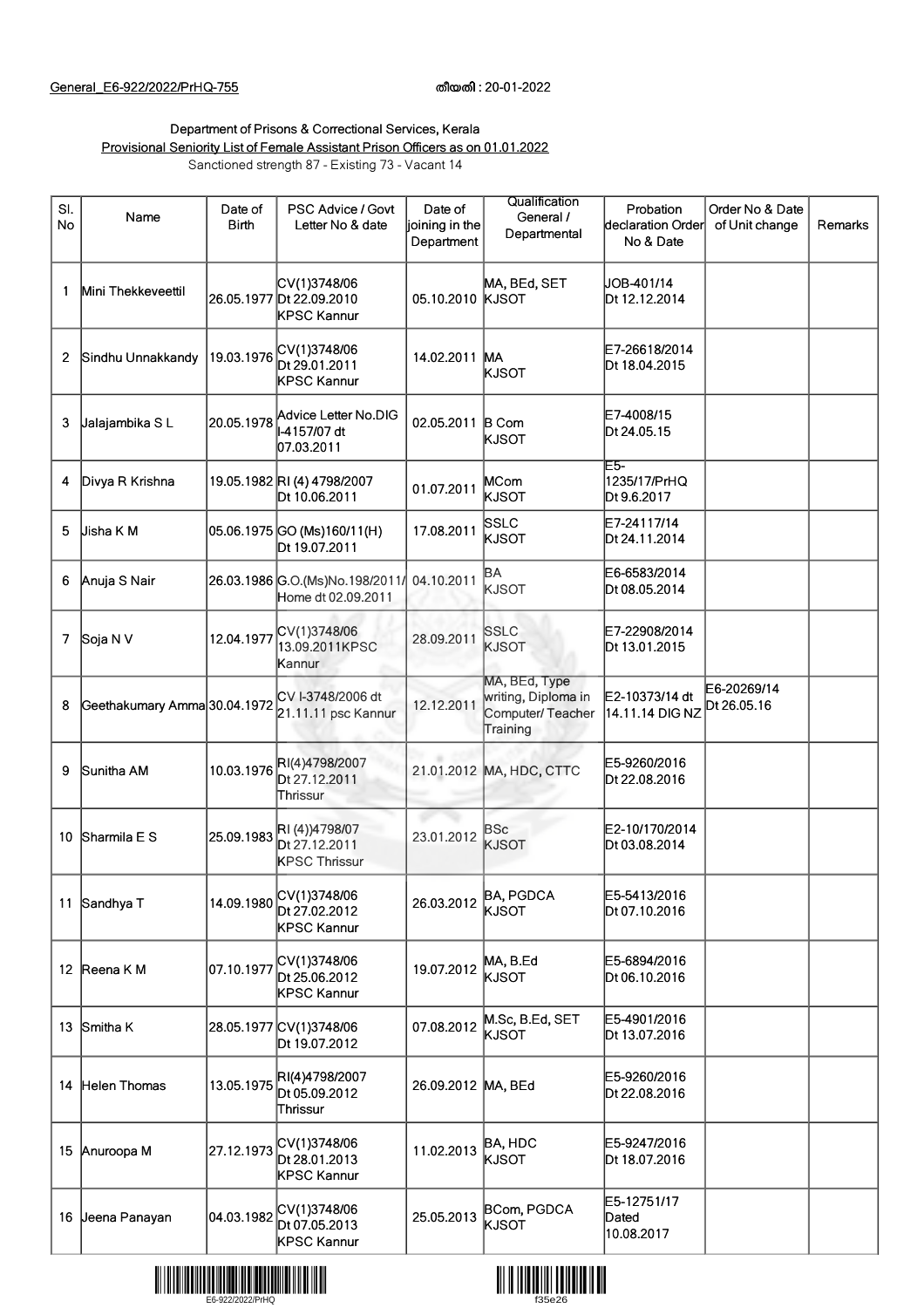General_E6-922/2022/PrHQ-755 തീയതി : 20-01-2022

Department of Prisons & Correctional Services, Kerala

Provisional Seniority List of Female Assistant Prison Officers as on 01.01.2022

Sanctioned strength 87 - Existing 73 - Vacant 14

| Sl. No | Name | Date of Birth | PSC Advice / Govt Letter No & date | Date of joining in the Department | Qualification General / Departmental | Probation declaration Order No & Date | Order No & Date of Unit change | Remarks |
|---|---|---|---|---|---|---|---|---|
| 1 | Mini Thekkeveettil | 26.05.1977 | CV(1)3748/06 Dt 22.09.2010 KPSC Kannur | 05.10.2010 | MA, BEd, SET KJSOT | JOB-401/14 Dt 12.12.2014 | | |
| 2 | Sindhu Unnakkandy | 19.03.1976 | CV(1)3748/06 Dt 29.01.2011 KPSC Kannur | 14.02.2011 | MA KJSOT | E7-26618/2014 Dt 18.04.2015 | | |
| 3 | Jalajambika S L | 20.05.1978 | Advice Letter No.DIG I-4157/07 dt 07.03.2011 | 02.05.2011 | B Com KJSOT | E7-4008/15 Dt 24.05.15 | | |
| 4 | Divya R Krishna | 19.05.1982 | RI (4) 4798/2007 Dt 10.06.2011 | 01.07.2011 | MCom KJSOT | E5-1235/17/PrHQ Dt 9.6.2017 | | |
| 5 | Jisha K M | 05.06.1975 | GO (Ms)160/11(H) Dt 19.07.2011 | 17.08.2011 | SSLC KJSOT | E7-24117/14 Dt 24.11.2014 | | |
| 6 | Anuja S Nair | 26.03.1986 | G.O.(Ms)No.198/2011/Home dt 02.09.2011 | 04.10.2011 | BA KJSOT | E6-6583/2014 Dt 08.05.2014 | | |
| 7 | Soja N V | 12.04.1977 | CV(1)3748/06 13.09.2011KPSC Kannur | 28.09.2011 | SSLC KJSOT | E7-22908/2014 Dt 13.01.2015 | | |
| 8 | Geethakumary Amma | 30.04.1972 | CV I-3748/2006 dt 21.11.11 psc Kannur | 12.12.2011 | MA, BEd, Type writing, Diploma in Computer/ Teacher Training | E2-10373/14 dt 14.11.14 DIG NZ | E6-20269/14 Dt 26.05.16 | |
| 9 | Sunitha AM | 10.03.1976 | RI(4)4798/2007 Dt 27.12.2011 Thrissur | 21.01.2012 | MA, HDC, CTTC | E5-9260/2016 Dt 22.08.2016 | | |
| 10 | Sharmila E S | 25.09.1983 | RI (4))4798/07 Dt 27.12.2011 KPSC Thrissur | 23.01.2012 | BSc KJSOT | E2-10/170/2014 Dt 03.08.2014 | | |
| 11 | Sandhya T | 14.09.1980 | CV(1)3748/06 Dt 27.02.2012 KPSC Kannur | 26.03.2012 | BA, PGDCA KJSOT | E5-5413/2016 Dt 07.10.2016 | | |
| 12 | Reena K M | 07.10.1977 | CV(1)3748/06 Dt 25.06.2012 KPSC Kannur | 19.07.2012 | MA, B.Ed KJSOT | E5-6894/2016 Dt 06.10.2016 | | |
| 13 | Smitha K | 28.05.1977 | CV(1)3748/06 Dt 19.07.2012 | 07.08.2012 | M.Sc, B.Ed, SET KJSOT | E5-4901/2016 Dt 13.07.2016 | | |
| 14 | Helen Thomas | 13.05.1975 | RI(4)4798/2007 Dt 05.09.2012 Thrissur | 26.09.2012 | MA, BEd | E5-9260/2016 Dt 22.08.2016 | | |
| 15 | Anuroopa M | 27.12.1973 | CV(1)3748/06 Dt 28.01.2013 KPSC Kannur | 11.02.2013 | BA, HDC KJSOT | E5-9247/2016 Dt 18.07.2016 | | |
| 16 | Jeena Panayan | 04.03.1982 | CV(1)3748/06 Dt 07.05.2013 KPSC Kannur | 25.05.2013 | BCom, PGDCA KJSOT | E5-12751/17 Dated 10.08.2017 | | |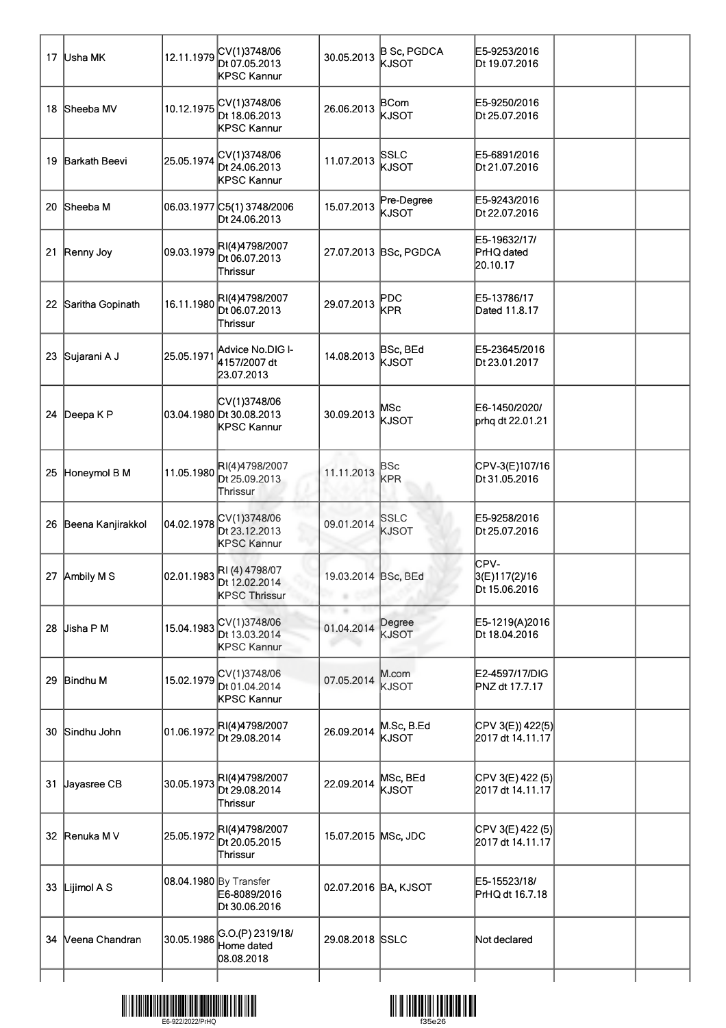| | | | | | | | | |
|---|---|---|---|---|---|---|---|---|
| 17 | Usha MK | 12.11.1979 | CV(1)3748/06 Dt 07.05.2013 KPSC Kannur | 30.05.2013 | B Sc, PGDCA KJSOT | E5-9253/2016 Dt 19.07.2016 | | |
| 18 | Sheeba MV | 10.12.1975 | CV(1)3748/06 Dt 18.06.2013 KPSC Kannur | 26.06.2013 | BCom KJSOT | E5-9250/2016 Dt 25.07.2016 | | |
| 19 | Barkath Beevi | 25.05.1974 | CV(1)3748/06 Dt 24.06.2013 KPSC Kannur | 11.07.2013 | SSLC KJSOT | E5-6891/2016 Dt 21.07.2016 | | |
| 20 | Sheeba M | 06.03.1977 | C5(1) 3748/2006 Dt 24.06.2013 | 15.07.2013 | Pre-Degree KJSOT | E5-9243/2016 Dt 22.07.2016 | | |
| 21 | Renny Joy | 09.03.1979 | RI(4)4798/2007 Dt 06.07.2013 Thrissur | 27.07.2013 | BSc, PGDCA | E5-19632/17/ PrHQ dated 20.10.17 | | |
| 22 | Saritha Gopinath | 16.11.1980 | RI(4)4798/2007 Dt 06.07.2013 Thrissur | 29.07.2013 | PDC KPR | E5-13786/17 Dated 11.8.17 | | |
| 23 | Sujarani A J | 25.05.1971 | Advice No.DIG I-4157/2007 dt 23.07.2013 | 14.08.2013 | BSc, BEd KJSOT | E5-23645/2016 Dt 23.01.2017 | | |
| 24 | Deepa K P | 03.04.1980 | CV(1)3748/06 Dt 30.08.2013 KPSC Kannur | 30.09.2013 | MSc KJSOT | E6-1450/2020/ prhq dt 22.01.21 | | |
| 25 | Honeymol B M | 11.05.1980 | RI(4)4798/2007 Dt 25.09.2013 Thrissur | 11.11.2013 | BSc KPR | CPV-3(E)107/16 Dt 31.05.2016 | | |
| 26 | Beena Kanjirakkol | 04.02.1978 | CV(1)3748/06 Dt 23.12.2013 KPSC Kannur | 09.01.2014 | SSLC KJSOT | E5-9258/2016 Dt 25.07.2016 | | |
| 27 | Ambily M S | 02.01.1983 | RI (4) 4798/07 Dt 12.02.2014 KPSC Thrissur | 19.03.2014 | BSc, BEd | CPV-3(E)117(2)/16 Dt 15.06.2016 | | |
| 28 | Jisha P M | 15.04.1983 | CV(1)3748/06 Dt 13.03.2014 KPSC Kannur | 01.04.2014 | Degree KJSOT | E5-1219(A)2016 Dt 18.04.2016 | | |
| 29 | Bindhu M | 15.02.1979 | CV(1)3748/06 Dt 01.04.2014 KPSC Kannur | 07.05.2014 | M.com KJSOT | E2-4597/17/DIG PNZ dt 17.7.17 | | |
| 30 | Sindhu John | 01.06.1972 | RI(4)4798/2007 Dt 29.08.2014 | 26.09.2014 | M.Sc, B.Ed KJSOT | CPV 3(E)) 422(5) 2017 dt 14.11.17 | | |
| 31 | Jayasree CB | 30.05.1973 | RI(4)4798/2007 Dt 29.08.2014 Thrissur | 22.09.2014 | MSc, BEd KJSOT | CPV 3(E) 422 (5) 2017 dt 14.11.17 | | |
| 32 | Renuka M V | 25.05.1972 | RI(4)4798/2007 Dt 20.05.2015 Thrissur | 15.07.2015 | MSc, JDC | CPV 3(E) 422 (5) 2017 dt 14.11.17 | | |
| 33 | Lijimol A S | 08.04.1980 | By Transfer E6-8089/2016 Dt 30.06.2016 | 02.07.2016 | BA, KJSOT | E5-15523/18/ PrHQ dt 16.7.18 | | |
| 34 | Veena Chandran | 30.05.1986 | G.O.(P) 2319/18/ Home dated 08.08.2018 | 29.08.2018 | SSLC | Not declared | | |
| | | | | | | | | |

E6-922/2022/PrHQ

f35e26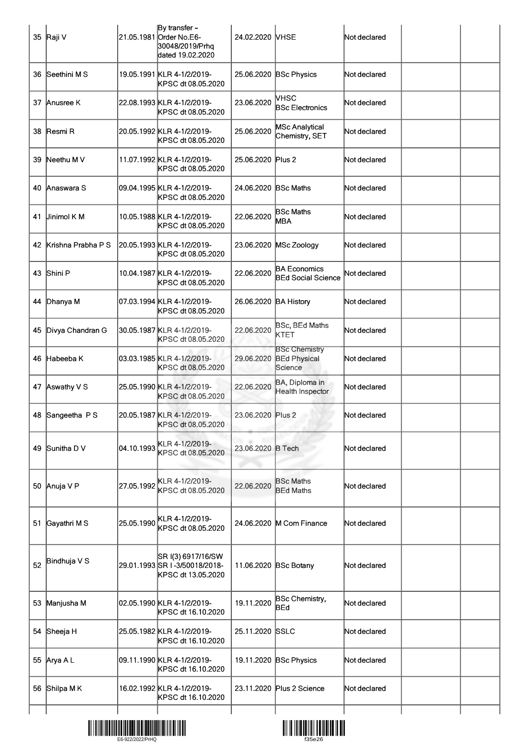| | | | | | | | |
|---|---|---|---|---|---|---|---|
| 35 | Raji V | 21.05.1981 | By transfer – Order No.E6-30048/2019/Prhq dated 19.02.2020 | 24.02.2020 | VHSE | Not declared | | |
| 36 | Seethini M S | 19.05.1991 | KLR 4-1/2/2019-KPSC dt 08.05.2020 | 25.06.2020 | BSc Physics | Not declared | | |
| 37 | Anusree K | 22.08.1993 | KLR 4-1/2/2019-KPSC dt 08.05.2020 | 23.06.2020 | VHSC BSc Electronics | Not declared | | |
| 38 | Resmi R | 20.05.1992 | KLR 4-1/2/2019-KPSC dt 08.05.2020 | 25.06.2020 | MSc Analytical Chemistry, SET | Not declared | | |
| 39 | Neethu M V | 11.07.1992 | KLR 4-1/2/2019-KPSC dt 08.05.2020 | 25.06.2020 | Plus 2 | Not declared | | |
| 40 | Anaswara S | 09.04.1995 | KLR 4-1/2/2019-KPSC dt 08.05.2020 | 24.06.2020 | BSc Maths | Not declared | | |
| 41 | Jinimol K M | 10.05.1988 | KLR 4-1/2/2019-KPSC dt 08.05.2020 | 22.06.2020 | BSc Maths MBA | Not declared | | |
| 42 | Krishna Prabha P S | 20.05.1993 | KLR 4-1/2/2019-KPSC dt 08.05.2020 | 23.06.2020 | MSc Zoology | Not declared | | |
| 43 | Shini P | 10.04.1987 | KLR 4-1/2/2019-KPSC dt 08.05.2020 | 22.06.2020 | BA Economics BEd Social Science | Not declared | | |
| 44 | Dhanya M | 07.03.1994 | KLR 4-1/2/2019-KPSC dt 08.05.2020 | 26.06.2020 | BA History | Not declared | | |
| 45 | Divya Chandran G | 30.05.1987 | KLR 4-1/2/2019-KPSC dt 08.05.2020 | 22.06.2020 | BSc, BEd Maths KTET | Not declared | | |
| 46 | Habeeba K | 03.03.1985 | KLR 4-1/2/2019-KPSC dt 08.05.2020 | 29.06.2020 | BSc Chemistry BEd Physical Science | Not declared | | |
| 47 | Aswathy V S | 25.05.1990 | KLR 4-1/2/2019-KPSC dt 08.05.2020 | 22.06.2020 | BA, Diploma in Health Inspector | Not declared | | |
| 48 | Sangeetha P S | 20.05.1987 | KLR 4-1/2/2019-KPSC dt 08.05.2020 | 23.06.2020 | Plus 2 | Not declared | | |
| 49 | Sunitha D V | 04.10.1993 | KLR 4-1/2/2019-KPSC dt 08.05.2020 | 23.06.2020 | B Tech | Not declared | | |
| 50 | Anuja V P | 27.05.1992 | KLR 4-1/2/2019-KPSC dt 08.05.2020 | 22.06.2020 | BSc Maths BEd Maths | Not declared | | |
| 51 | Gayathri M S | 25.05.1990 | KLR 4-1/2/2019-KPSC dt 08.05.2020 | 24.06.2020 | M Com Finance | Not declared | | |
| 52 | Bindhuja V S | 29.01.1993 | SR I(3) 6917/16/SW SR I -3/50018/2018-KPSC dt 13.05.2020 | 11.06.2020 | BSc Botany | Not declared | | |
| 53 | Manjusha M | 02.05.1990 | KLR 4-1/2/2019-KPSC dt 16.10.2020 | 19.11.2020 | BSc Chemistry, BEd | Not declared | | |
| 54 | Sheeja H | 25.05.1982 | KLR 4-1/2/2019-KPSC dt 16.10.2020 | 25.11.2020 | SSLC | Not declared | | |
| 55 | Arya A L | 09.11.1990 | KLR 4-1/2/2019-KPSC dt 16.10.2020 | 19.11.2020 | BSc Physics | Not declared | | |
| 56 | Shilpa M K | 16.02.1992 | KLR 4-1/2/2019-KPSC dt 16.10.2020 | 23.11.2020 | Plus 2 Science | Not declared | | |

E6-922/2022/PrHQ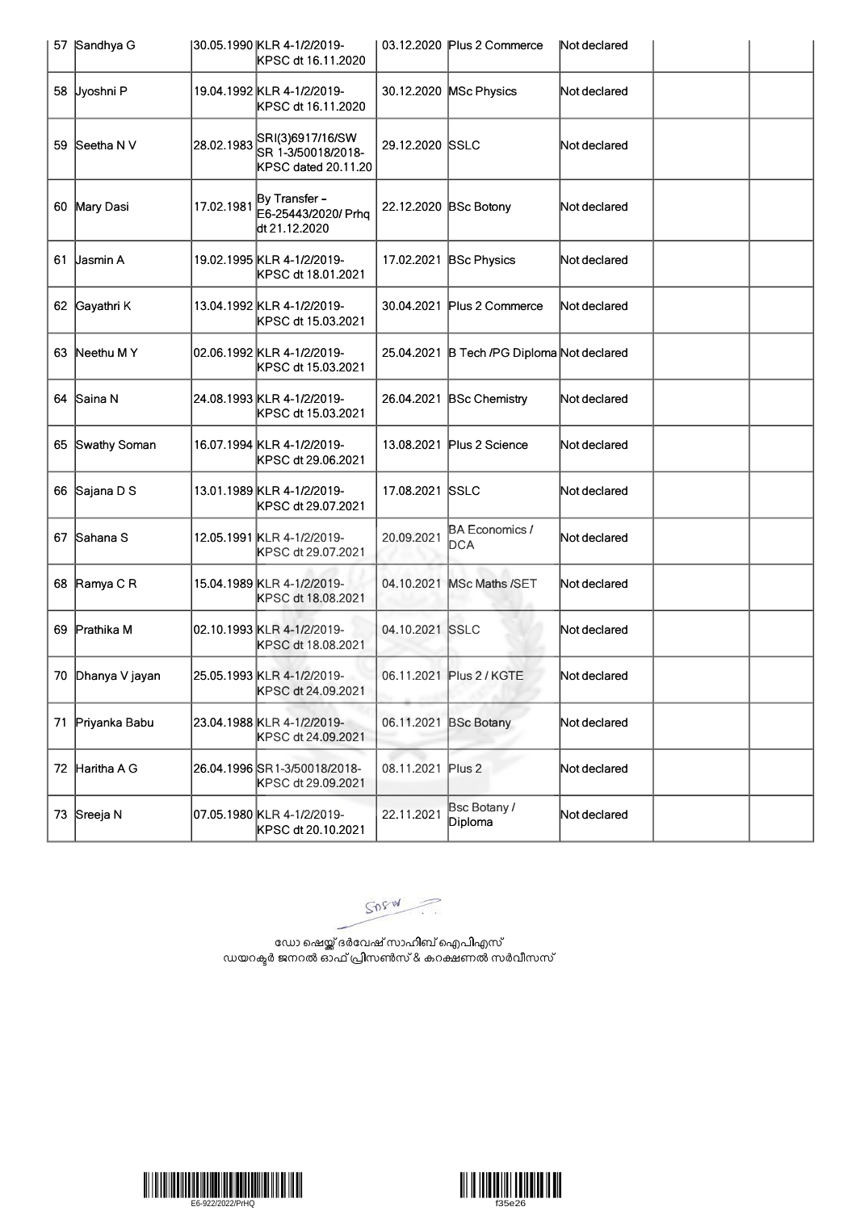| | | | | | | | | |
|---|---|---|---|---|---|---|---|---|
| 57 | Sandhya G | 30.05.1990 | KLR 4-1/2/2019-KPSC dt 16.11.2020 | 03.12.2020 | Plus 2 Commerce | Not declared | | |
| 58 | Jyoshni P | 19.04.1992 | KLR 4-1/2/2019-KPSC dt 16.11.2020 | 30.12.2020 | MSc Physics | Not declared | | |
| 59 | Seetha N V | 28.02.1983 | SRI(3)6917/16/SW SR 1-3/50018/2018-KPSC dated 20.11.20 | 29.12.2020 | SSLC | Not declared | | |
| 60 | Mary Dasi | 17.02.1981 | By Transfer – E6-25443/2020/ Prhq dt 21.12.2020 | 22.12.2020 | BSc Botony | Not declared | | |
| 61 | Jasmin A | 19.02.1995 | KLR 4-1/2/2019-KPSC dt 18.01.2021 | 17.02.2021 | BSc Physics | Not declared | | |
| 62 | Gayathri K | 13.04.1992 | KLR 4-1/2/2019-KPSC dt 15.03.2021 | 30.04.2021 | Plus 2 Commerce | Not declared | | |
| 63 | Neethu M Y | 02.06.1992 | KLR 4-1/2/2019-KPSC dt 15.03.2021 | 25.04.2021 | B Tech /PG Diploma | Not declared | | |
| 64 | Saina N | 24.08.1993 | KLR 4-1/2/2019-KPSC dt 15.03.2021 | 26.04.2021 | BSc Chemistry | Not declared | | |
| 65 | Swathy Soman | 16.07.1994 | KLR 4-1/2/2019-KPSC dt 29.06.2021 | 13.08.2021 | Plus 2 Science | Not declared | | |
| 66 | Sajana D S | 13.01.1989 | KLR 4-1/2/2019-KPSC dt 29.07.2021 | 17.08.2021 | SSLC | Not declared | | |
| 67 | Sahana S | 12.05.1991 | KLR 4-1/2/2019-KPSC dt 29.07.2021 | 20.09.2021 | BA Economics / DCA | Not declared | | |
| 68 | Ramya C R | 15.04.1989 | KLR 4-1/2/2019-KPSC dt 18.08.2021 | 04.10.2021 | MSc Maths /SET | Not declared | | |
| 69 | Prathika M | 02.10.1993 | KLR 4-1/2/2019-KPSC dt 18.08.2021 | 04.10.2021 | SSLC | Not declared | | |
| 70 | Dhanya V jayan | 25.05.1993 | KLR 4-1/2/2019-KPSC dt 24.09.2021 | 06.11.2021 | Plus 2 / KGTE | Not declared | | |
| 71 | Priyanka Babu | 23.04.1988 | KLR 4-1/2/2019-KPSC dt 24.09.2021 | 06.11.2021 | BSc Botany | Not declared | | |
| 72 | Haritha A G | 26.04.1996 | SR1-3/50018/2018-KPSC dt 29.09.2021 | 08.11.2021 | Plus 2 | Not declared | | |
| 73 | Sreeja N | 07.05.1980 | KLR 4-1/2/2019-KPSC dt 20.10.2021 | 22.11.2021 | Bsc Botany / Diploma | Not declared | | |

ഡോ ഷെയ്ക്ക് ദർവേഷ് സാഹിബ് ഐപിഎസ്
ഡയറക്ടർ ജനറൽ ഓഫ് പ്രിസൺസ് & കറക്ഷണൽ സർവീസസ്

E6-922/2022/PrHQ

f35e26